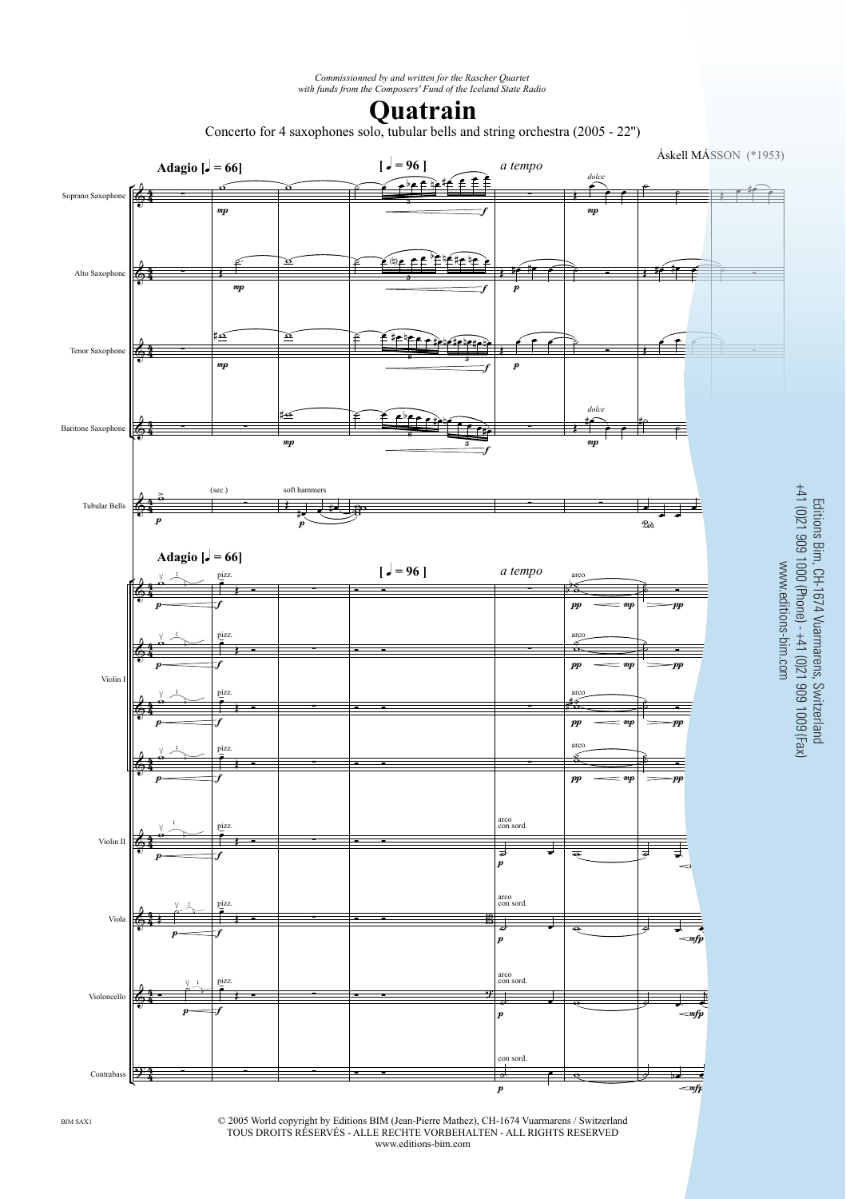*Commissionned by and written for the Rascher Quartet*
*with funds from the Composers' Fund of the Iceland State Radio*

# Quatrain

Concerto for 4 saxophones solo, tubular bells and string orchestra (2005 - 22")

Áskell MÁSSON (*1953)

Editions Bim, CH-1674 Vuarmarens, Switzerland
+41 (0)21 909 1000 (Phone) - +41 (0)21 909 1009 (Fax)
www.editions-bim.com

BIM SAX1

© 2005 World copyright by Editions BIM (Jean-Pierre Mathez), CH-1674 Vuarmarens / Switzerland
TOUS DROITS RÉSERVÉS - ALLE RECHTE VORBEHALTEN - ALL RIGHTS RESERVED
www.editions-bim.com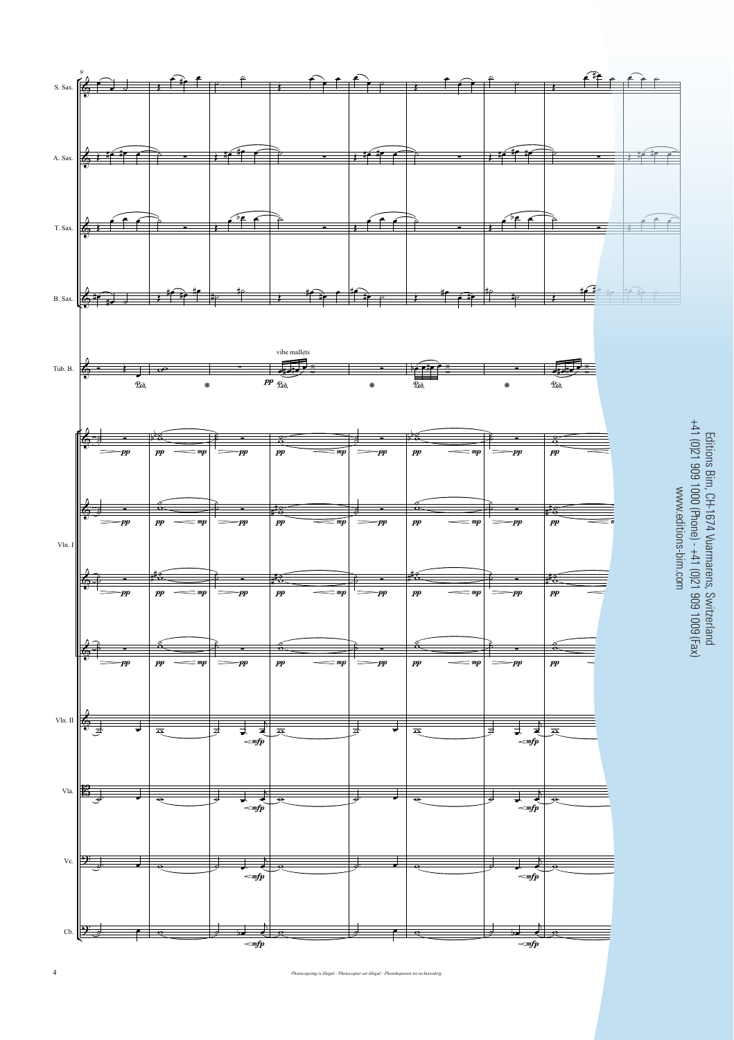Editions Bim, CH-1674 Vuarmarens, Switzerland
+41 (0)21 909 1000 (Phone) - +41 (0)21 909 1009 (Fax)
www.editions-bim.com

*Photocopying is illegal - Photocopier est illégal - Photokopieren ist rechtswidrig*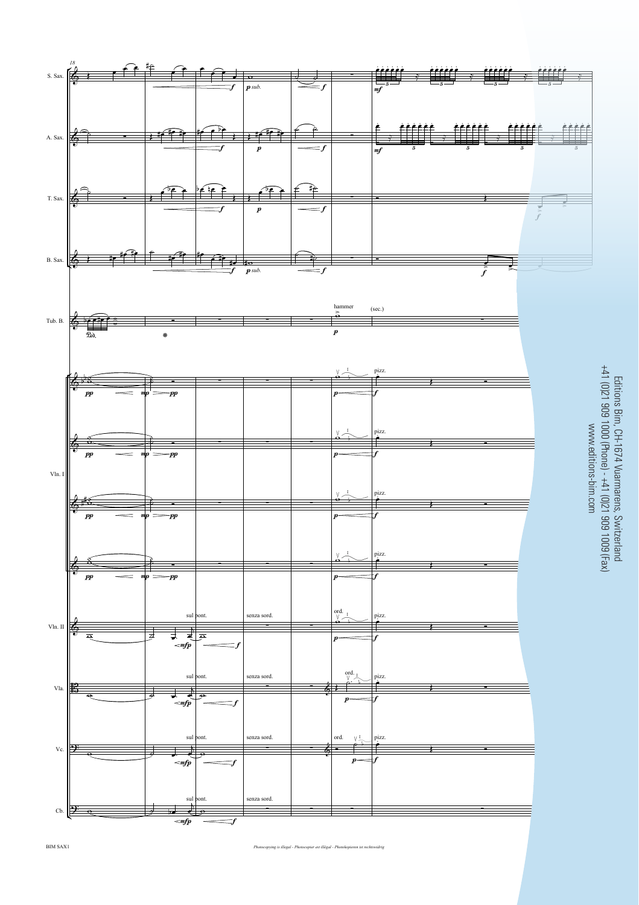Editions Bim, CH-1674 Vuarmarens, Switzerland
+41 (0)21 909 1000 (Phone) - +41 (0)21 909 1009 (Fax)
www.editions-bim.com

*Photocopying is illegal - Photocopier est illégal - Photokopieren ist rechtswidrig*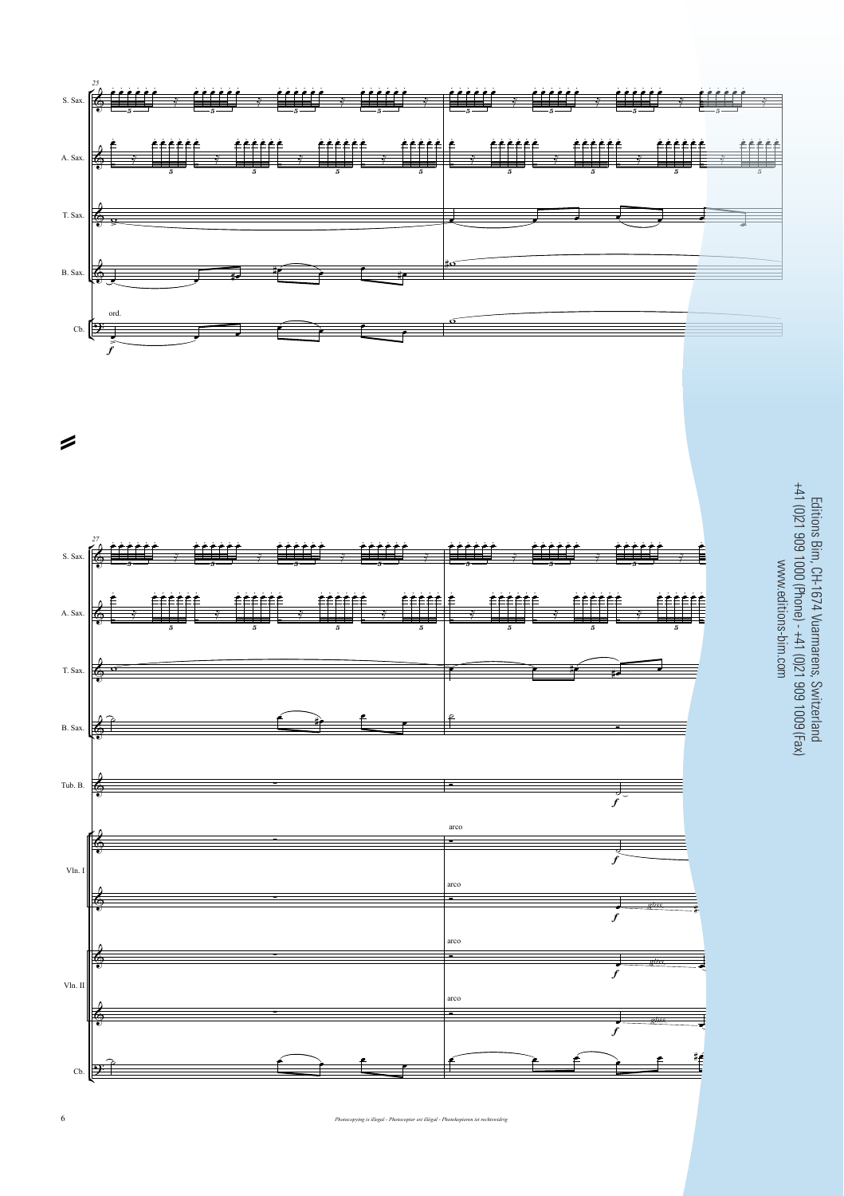Editions Bim, CH-1674 Vuarmarens, Switzerland
+41 (0)21 909 1000 (Phone) - +41 (0)21 909 1009 (Fax)
www.editions-bim.com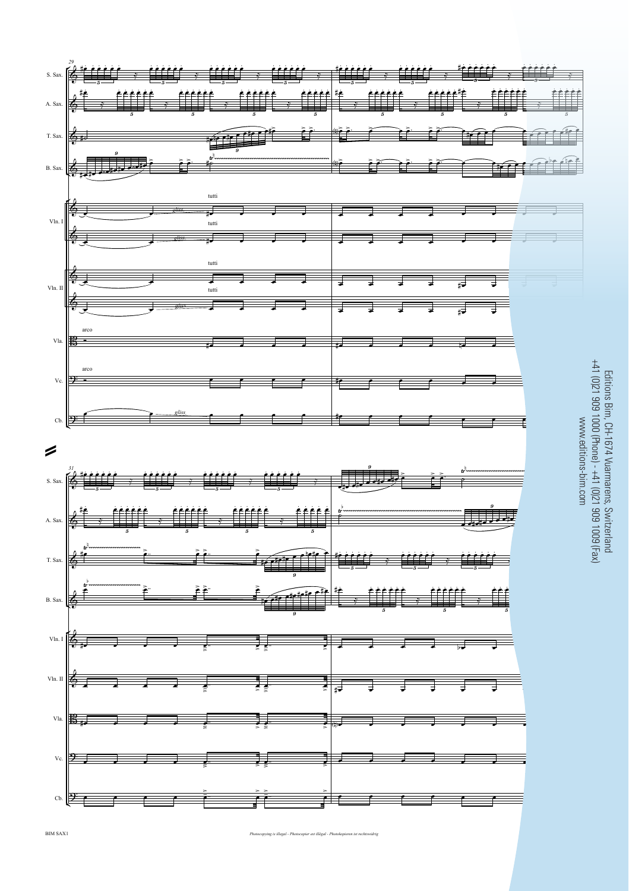Editions Bim, CH-1674 Vuarmarens, Switzerland
+41 (0)21 909 1000 (Phone) - +41 (0)21 909 1009 (Fax)
www.editions-bim.com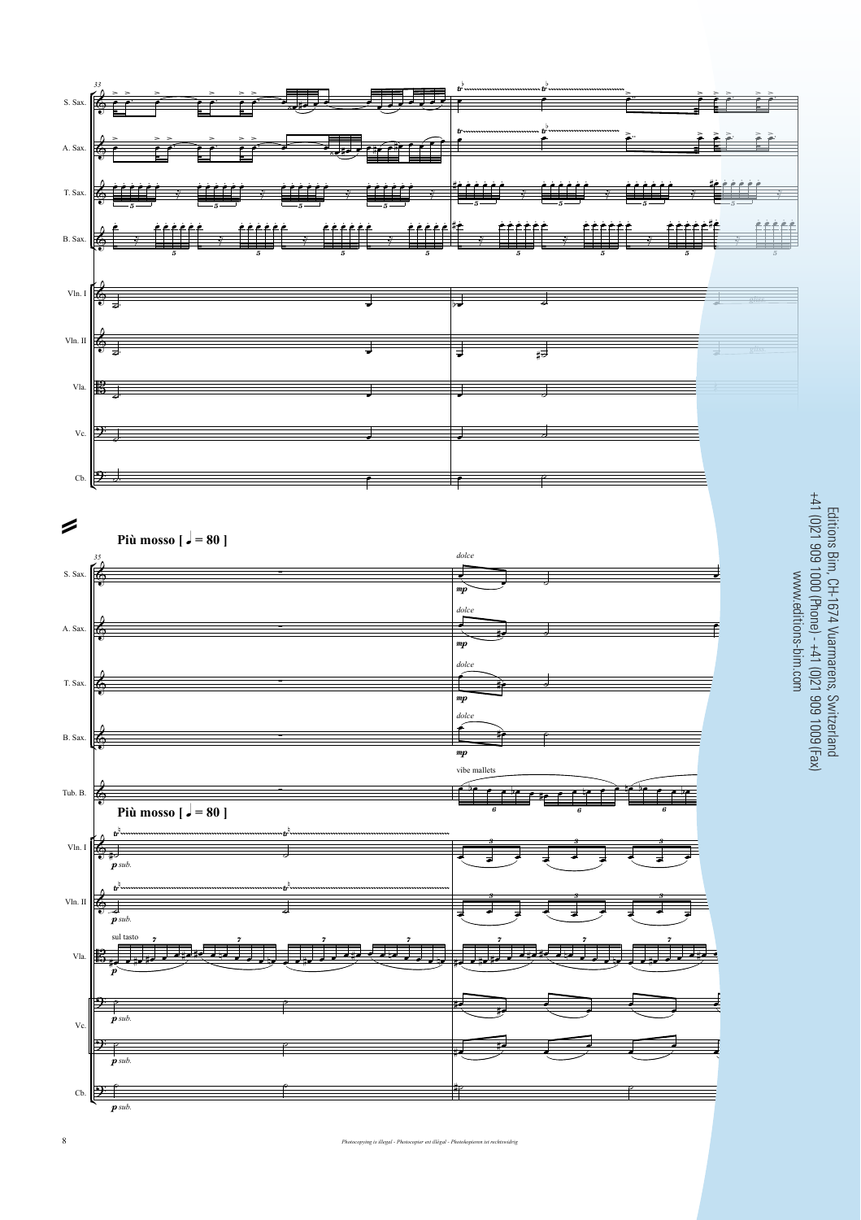**Più mosso [ ♩ = 80 ]**

Editions Bim, CH-1674 Vuarmarens, Switzerland
+41 (0)21 909 1000 (Phone) - +41 (0)21 909 1009 (Fax)
www.editions-bim.com

*Photocopying is illegal - Photocopier est illégal - Photokopieren ist rechtswidrig*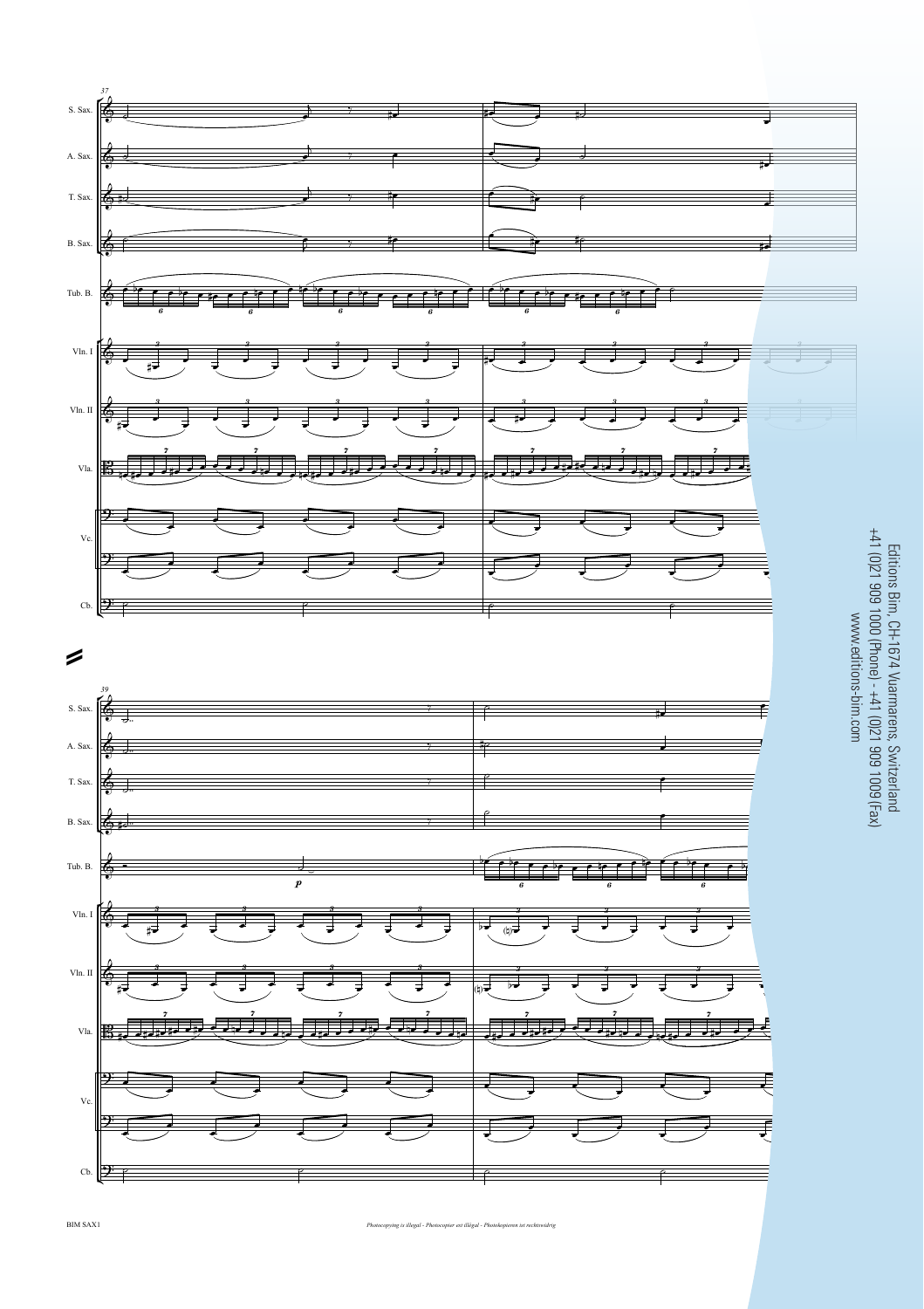Editions Bim, CH-1674 Vuarmarens, Switzerland
+41 (0)21 909 1000 (Phone) - +41 (0)21 909 1009 (Fax)
www.editions-bim.com

*Photocopying is illegal - Photocopier est illégal - Photokopieren ist rechtswidrig*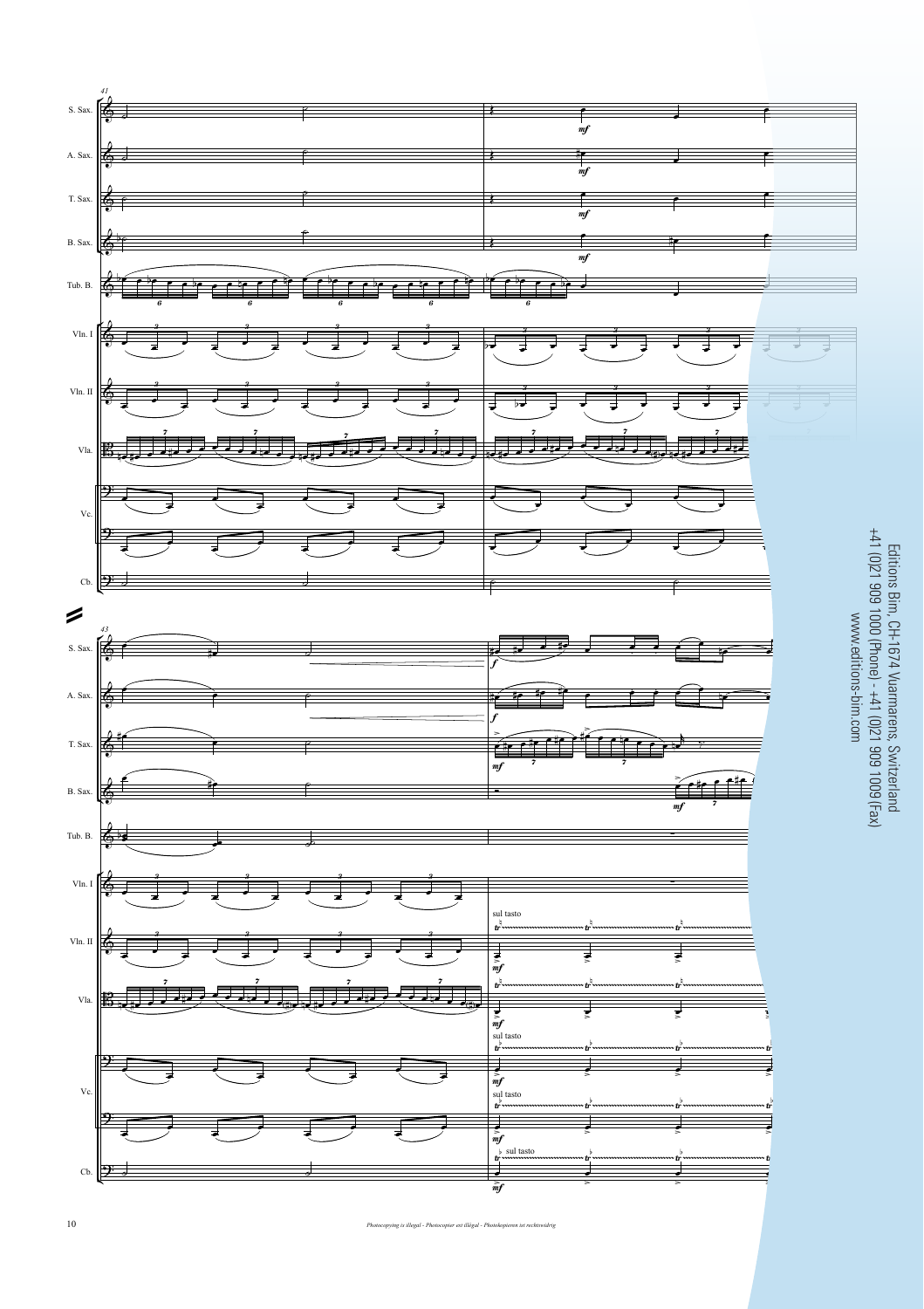Editions Bim, CH-1674 Vuarmarens, Switzerland
+41 (0)21 909 1000 (Phone) - +41 (0)21 909 1009 (Fax)
www.editions-bim.com

*Photocopying is illegal - Photocopier est illégal - Photokopieren ist rechtswidrig*